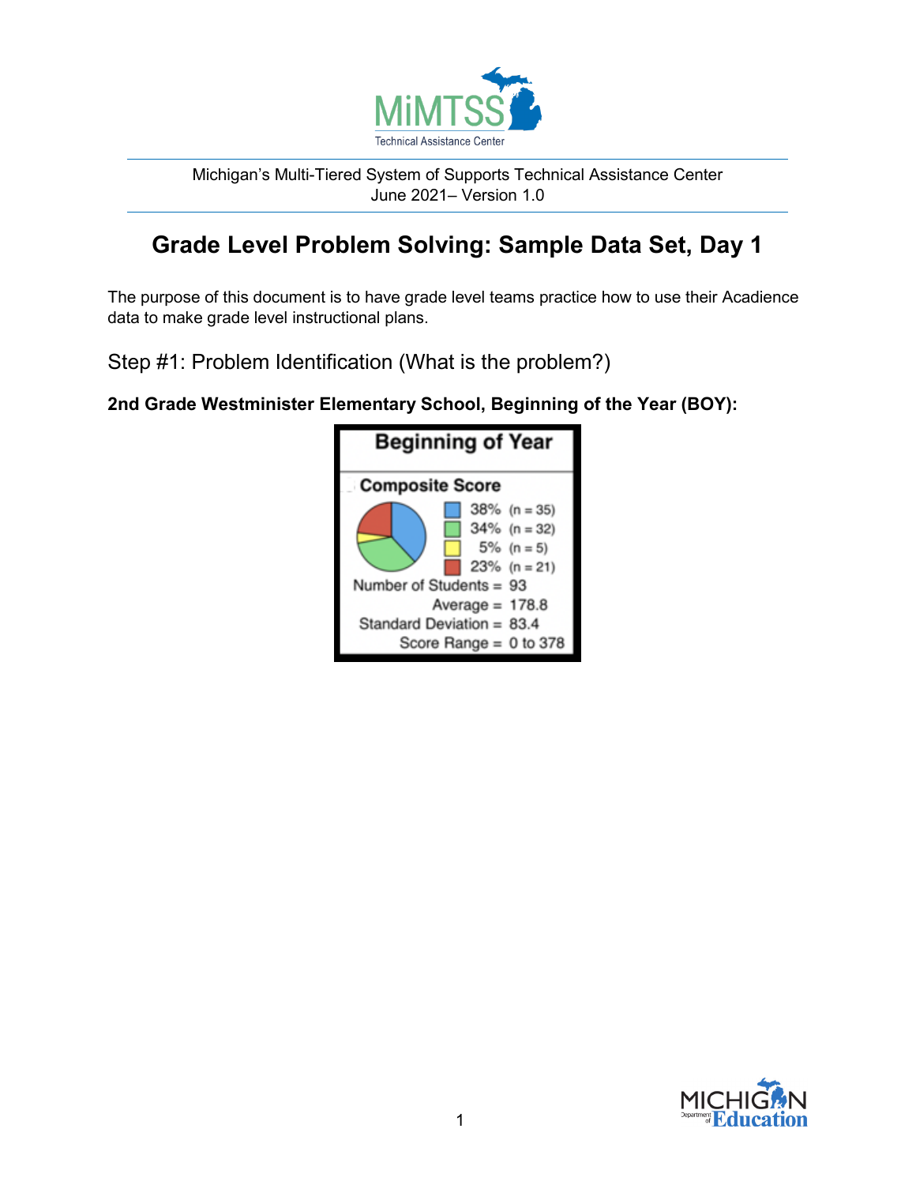Michigan's Multi-Tiered System of Supports Technical Assistance Center
June 2021– Version 1.0

# Grade Level Problem Solving: Sample Data Set, Day 1

The purpose of this document is to have grade level teams practice how to use their Acadience data to make grade level instructional plans.

## Step #1: Problem Identification (What is the problem?)

**2nd Grade Westminister Elementary School, Beginning of the Year (BOY):**

**Beginning of Year**

**Composite Score**

- 38% (n = 35)
- 34% (n = 32)
- 5% (n = 5)
- 23% (n = 21)

Number of Students = 93
Average = 178.8
Standard Deviation = 83.4
Score Range = 0 to 378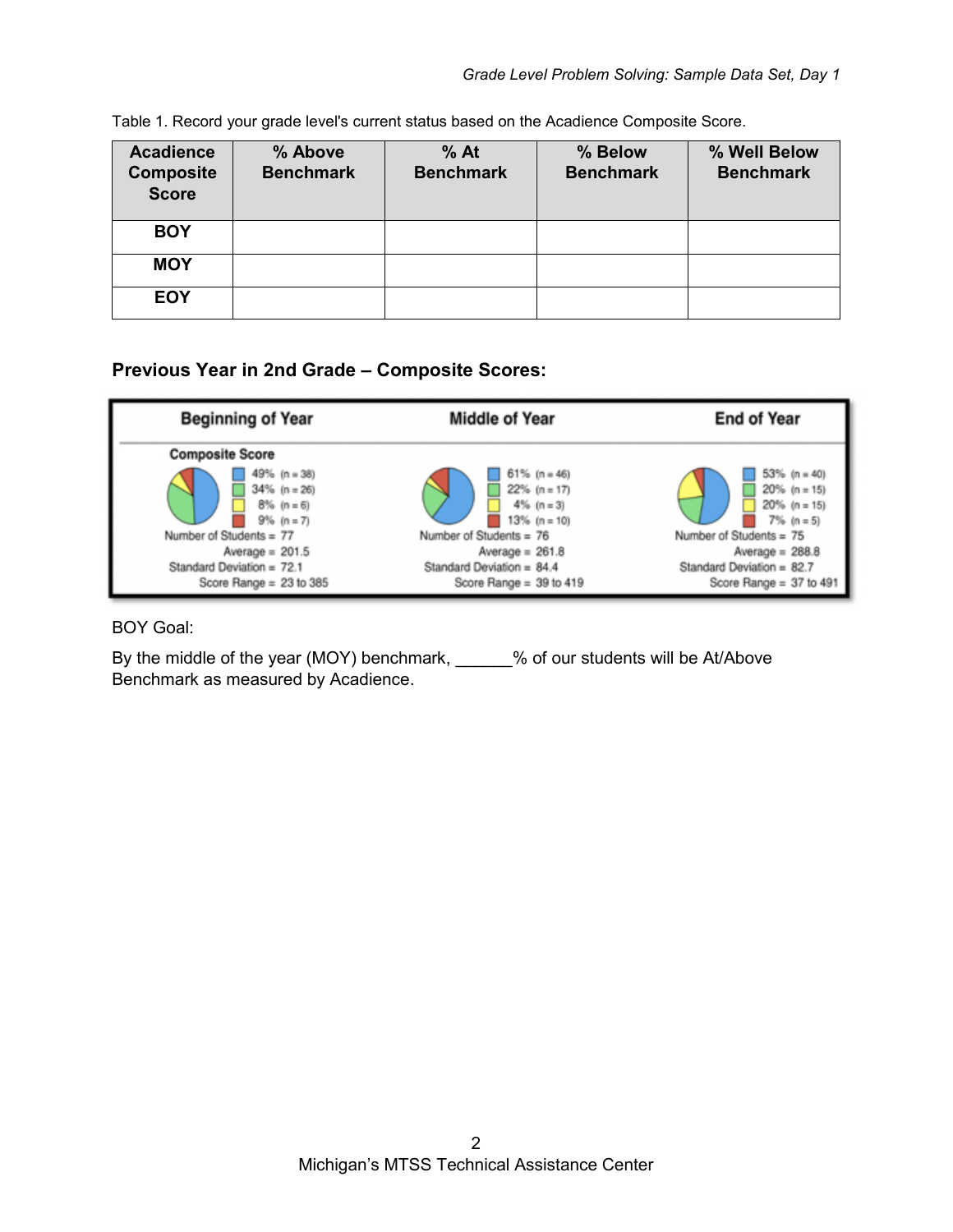Table 1. Record your grade level's current status based on the Acadience Composite Score.

| Acadience Composite Score | % Above Benchmark | % At Benchmark | % Below Benchmark | % Well Below Benchmark |
|---|---|---|---|---|
| **BOY** | | | | |
| **MOY** | | | | |
| **EOY** | | | | |

### Previous Year in 2nd Grade – Composite Scores:

| | Beginning of Year | Middle of Year | End of Year |
|---|---|---|---|
| **Composite Score** | | | |
| Blue | 49% (n = 38) | 61% (n = 46) | 53% (n = 40) |
| Green | 34% (n = 26) | 22% (n = 17) | 20% (n = 15) |
| Yellow | 8% (n = 6) | 4% (n = 3) | 20% (n = 15) |
| Red | 9% (n = 7) | 13% (n = 10) | 7% (n = 5) |
| Number of Students | 77 | 76 | 75 |
| Average | 201.5 | 261.8 | 288.8 |
| Standard Deviation | 72.1 | 84.4 | 82.7 |
| Score Range | 23 to 385 | 39 to 419 | 37 to 491 |

BOY Goal:

By the middle of the year (MOY) benchmark, ______% of our students will be At/Above Benchmark as measured by Acadience.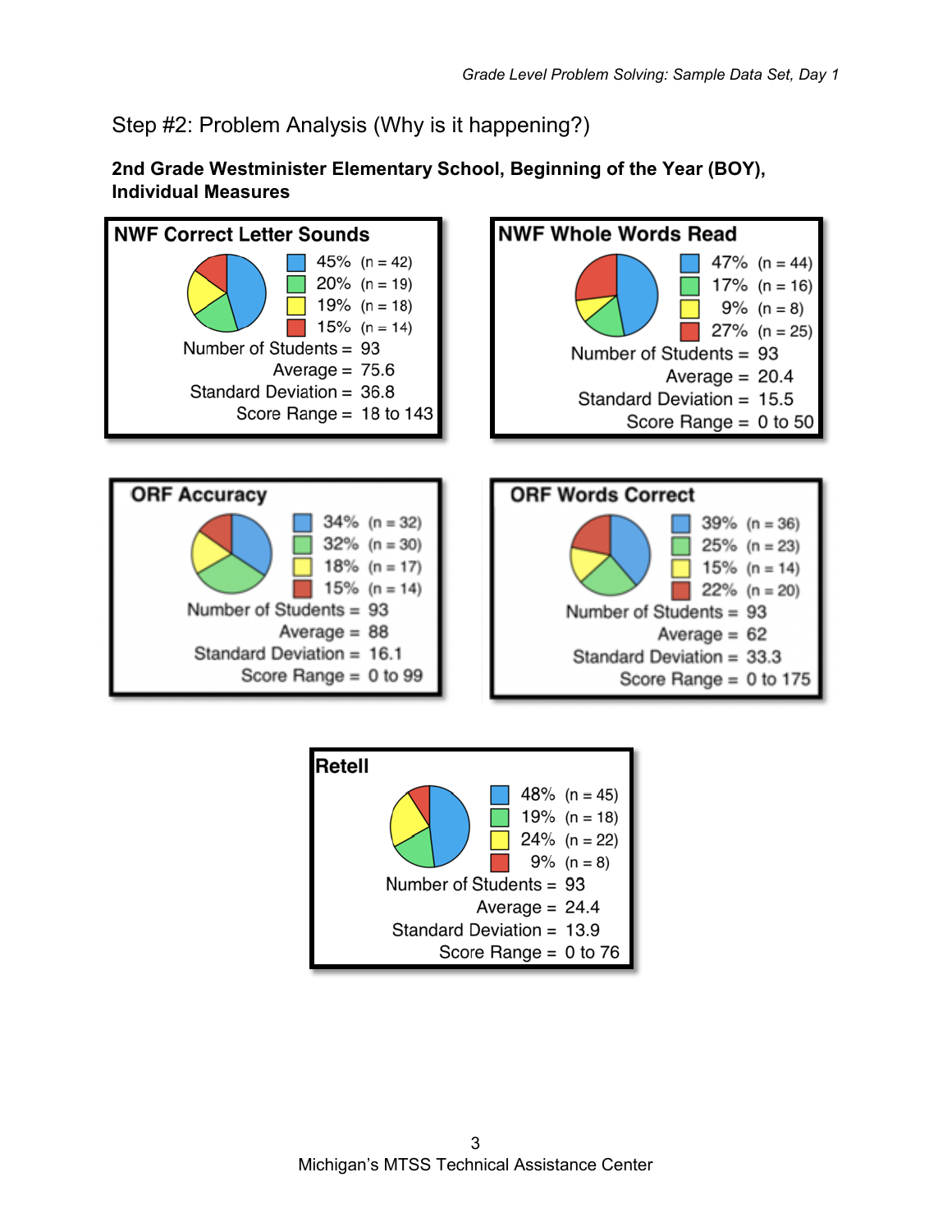## Step #2: Problem Analysis (Why is it happening?)

**2nd Grade Westminister Elementary School, Beginning of the Year (BOY), Individual Measures**

**NWF Correct Letter Sounds**

- Blue: 45% (n = 42)
- Green: 20% (n = 19)
- Yellow: 19% (n = 18)
- Red: 15% (n = 14)

Number of Students = 93
Average = 75.6
Standard Deviation = 36.8
Score Range = 18 to 143

**NWF Whole Words Read**

- Blue: 47% (n = 44)
- Green: 17% (n = 16)
- Yellow: 9% (n = 8)
- Red: 27% (n = 25)

Number of Students = 93
Average = 20.4
Standard Deviation = 15.5
Score Range = 0 to 50

**ORF Accuracy**

- Blue: 34% (n = 32)
- Green: 32% (n = 30)
- Yellow: 18% (n = 17)
- Red: 15% (n = 14)

Number of Students = 93
Average = 88
Standard Deviation = 16.1
Score Range = 0 to 99

**ORF Words Correct**

- Blue: 39% (n = 36)
- Green: 25% (n = 23)
- Yellow: 15% (n = 14)
- Red: 22% (n = 20)

Number of Students = 93
Average = 62
Standard Deviation = 33.3
Score Range = 0 to 175

**Retell**

- Blue: 48% (n = 45)
- Green: 19% (n = 18)
- Yellow: 24% (n = 22)
- Red: 9% (n = 8)

Number of Students = 93
Average = 24.4
Standard Deviation = 13.9
Score Range = 0 to 76

Michigan's MTSS Technical Assistance Center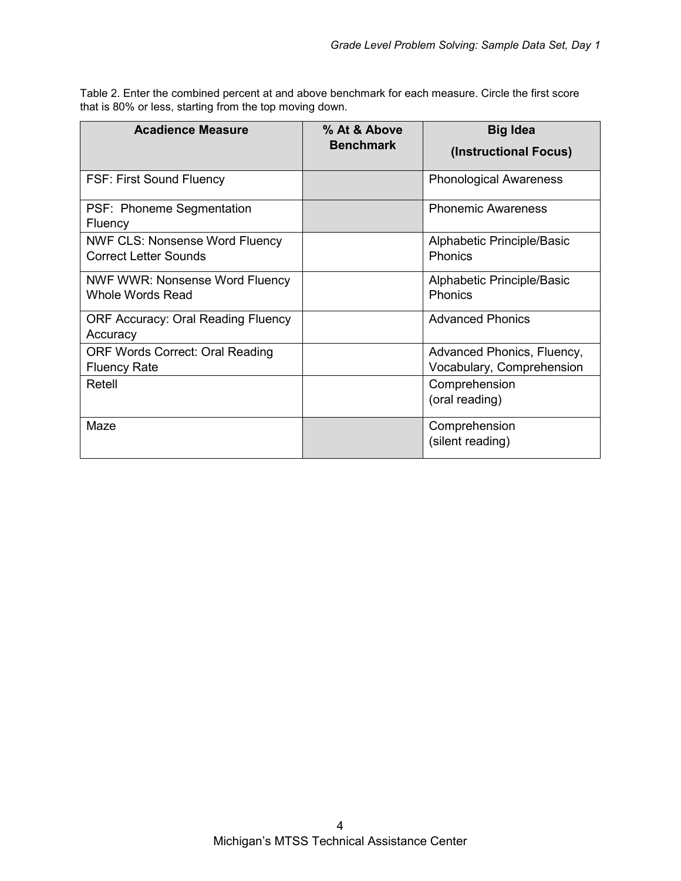Table 2. Enter the combined percent at and above benchmark for each measure. Circle the first score that is 80% or less, starting from the top moving down.

| Acadience Measure | % At & Above Benchmark | Big Idea (Instructional Focus) |
|---|---|---|
| FSF: First Sound Fluency | | Phonological Awareness |
| PSF: Phoneme Segmentation Fluency | | Phonemic Awareness |
| NWF CLS: Nonsense Word Fluency Correct Letter Sounds | | Alphabetic Principle/Basic Phonics |
| NWF WWR: Nonsense Word Fluency Whole Words Read | | Alphabetic Principle/Basic Phonics |
| ORF Accuracy: Oral Reading Fluency Accuracy | | Advanced Phonics |
| ORF Words Correct: Oral Reading Fluency Rate | | Advanced Phonics, Fluency, Vocabulary, Comprehension |
| Retell | | Comprehension (oral reading) |
| Maze | | Comprehension (silent reading) |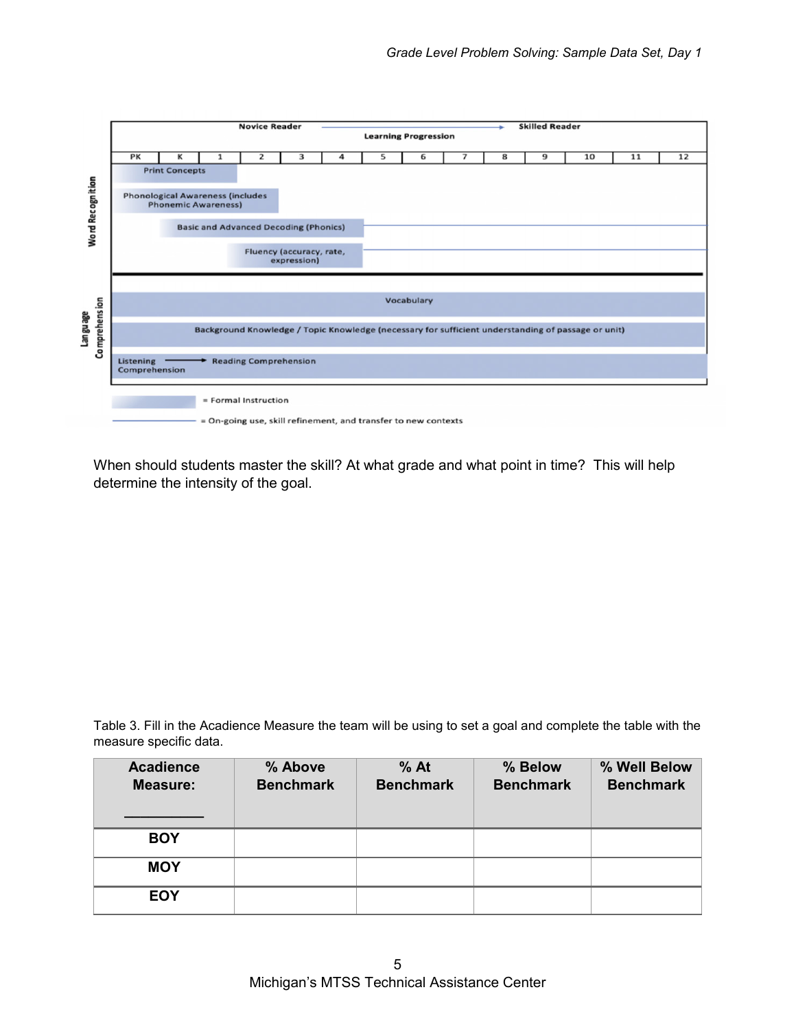| | Novice Reader → Learning Progression → Skilled Reader | | | | | | | | | | | | |
|---|---|---|---|---|---|---|---|---|---|---|---|---|---|
| | PK | K | 1 | 2 | 3 | 4 | 5 | 6 | 7 | 8 | 9 | 10 | 11 | 12 |

**Word Recognition**
- Print Concepts
- Phonological Awareness (includes Phonemic Awareness)
- Basic and Advanced Decoding (Phonics)
- Fluency (accuracy, rate, expression)

**Language Comprehension**
- Vocabulary
- Background Knowledge / Topic Knowledge (necessary for sufficient understanding of passage or unit)
- Listening Comprehension → Reading Comprehension

= Formal Instruction

= On-going use, skill refinement, and transfer to new contexts

When should students master the skill? At what grade and what point in time? This will help determine the intensity of the goal.

Table 3. Fill in the Acadience Measure the team will be using to set a goal and complete the table with the measure specific data.

| Acadience Measure: ___________ | % Above Benchmark | % At Benchmark | % Below Benchmark | % Well Below Benchmark |
|---|---|---|---|---|
| **BOY** | | | | |
| **MOY** | | | | |
| **EOY** | | | | |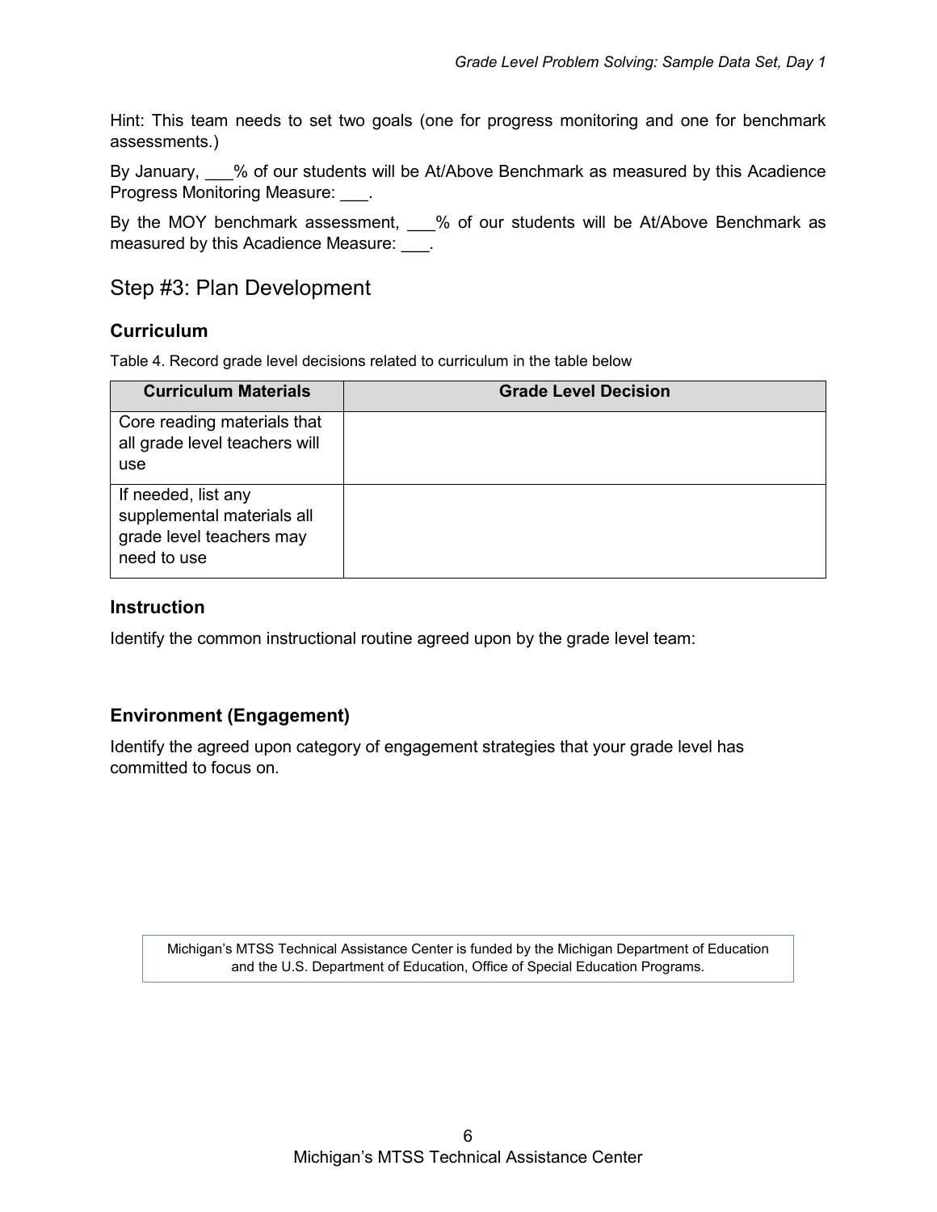Hint: This team needs to set two goals (one for progress monitoring and one for benchmark assessments.)

By January, ___% of our students will be At/Above Benchmark as measured by this Acadience Progress Monitoring Measure: ___.

By the MOY benchmark assessment, ___% of our students will be At/Above Benchmark as measured by this Acadience Measure: ___.

## Step #3: Plan Development

### Curriculum

Table 4. Record grade level decisions related to curriculum in the table below

| Curriculum Materials | Grade Level Decision |
|---|---|
| Core reading materials that all grade level teachers will use | |
| If needed, list any supplemental materials all grade level teachers may need to use | |

### Instruction

Identify the common instructional routine agreed upon by the grade level team:

### Environment (Engagement)

Identify the agreed upon category of engagement strategies that your grade level has committed to focus on.

Michigan's MTSS Technical Assistance Center is funded by the Michigan Department of Education and the U.S. Department of Education, Office of Special Education Programs.